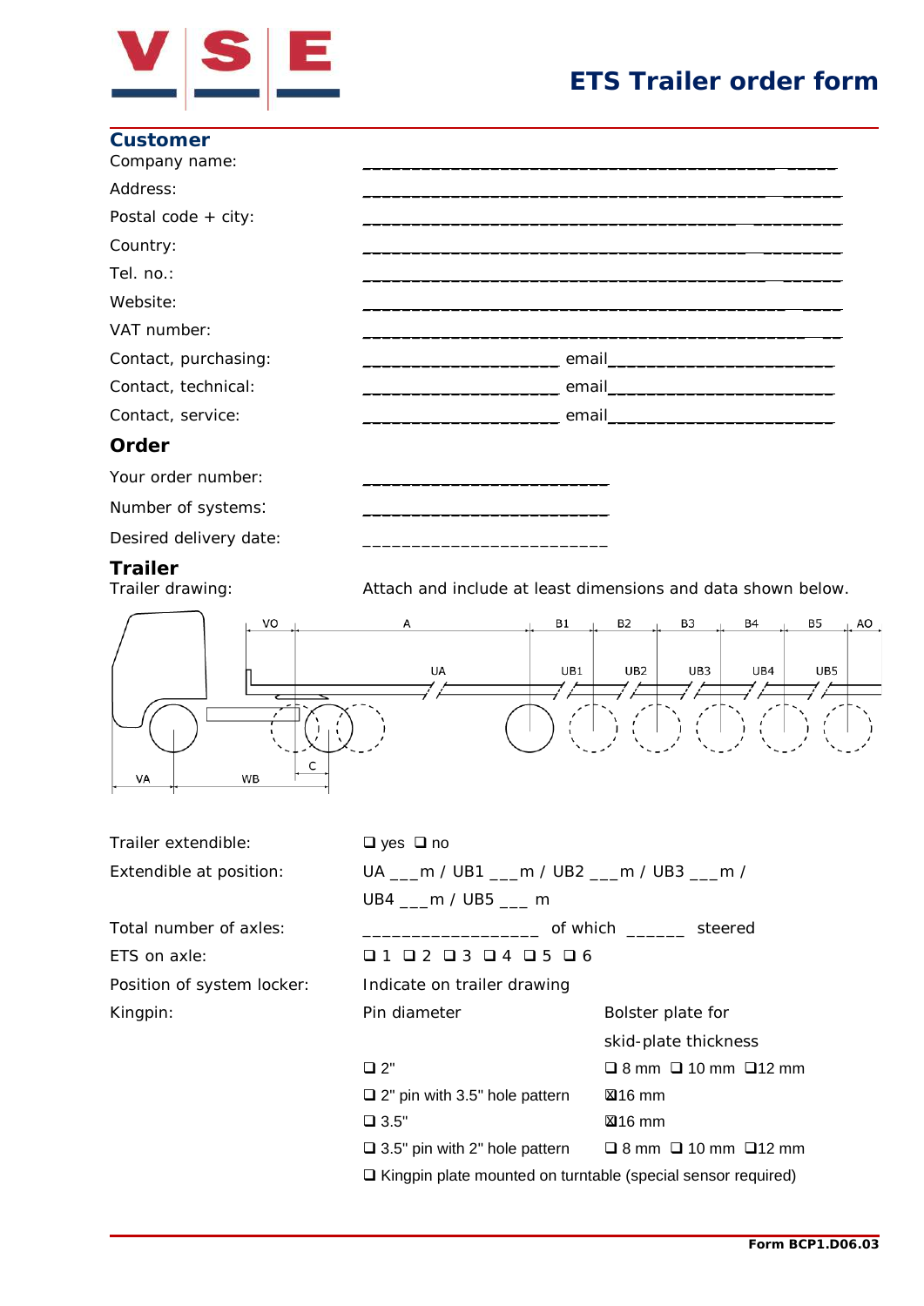# ETS Trailer order form

## Customer

Company name: ______________________________________________

Address: ______________________________________________

Postal code + city: ______________________________________________

Country: ______________________________________________

Tel. no.: ______________________________________________

Website: ______________________________________________

VAT number: ______________________________________________

Contact, purchasing: ____________________ email______________________

Contact, technical: ____________________ email______________________

Contact, service: ____________________ email______________________

## Order

Your order number: ________________________

Number of systems: ________________________

Desired delivery date: ________________________

## Trailer

Trailer drawing: Attach and include at least dimensions and data shown below.

VO A B1 B2 B3 B4 B5 AO

UA UB1 UB2 UB3 UB4 UB5

C

VA WB

Trailer extendible: ❑ yes ❑ no

Extendible at position: UA ___m / UB1 ___m / UB2 ___m / UB3 ___m / UB4 ___m / UB5 ___ m

Total number of axles: _________________ of which ______ steered

ETS on axle: ❑ 1 ❑ 2 ❑ 3 ❑ 4 ❑ 5 ❑ 6

Position of system locker: Indicate on trailer drawing

Kingpin:

| Pin diameter | Bolster plate for skid-plate thickness |
|---|---|
| ❑ 2" | ❑ 8 mm ❑ 10 mm ❑ 12 mm |
| ❑ 2" pin with 3.5" hole pattern | ☒ 16 mm |
| ❑ 3.5" | ☒ 16 mm |
| ❑ 3.5" pin with 2" hole pattern | ❑ 8 mm ❑ 10 mm ❑ 12 mm |

❑ Kingpin plate mounted on turntable (special sensor required)

Form BCP1.D06.03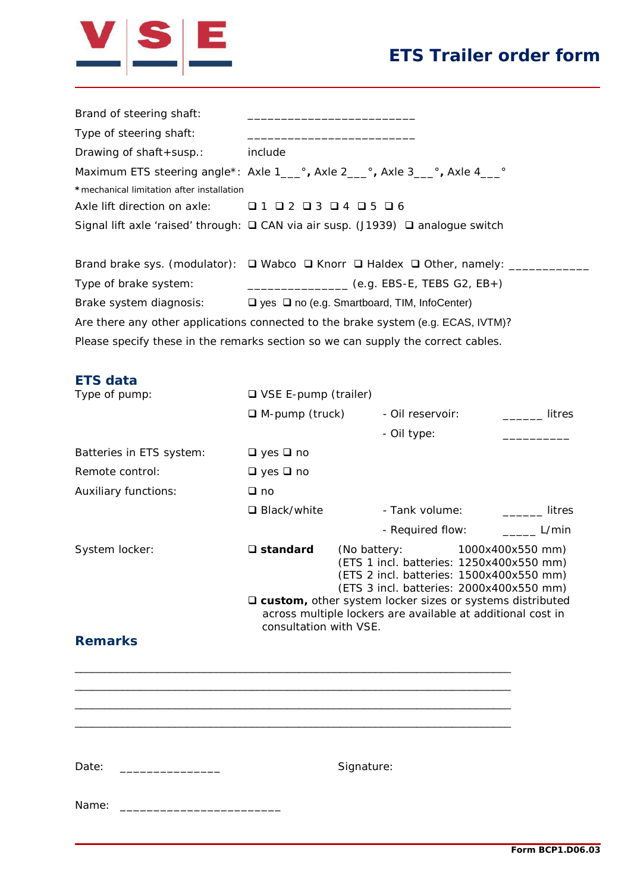# ETS Trailer order form

Brand of steering shaft: \_\_\_\_\_\_\_\_\_\_\_\_\_\_\_\_\_\_\_\_\_\_\_\_\_

Type of steering shaft: \_\_\_\_\_\_\_\_\_\_\_\_\_\_\_\_\_\_\_\_\_\_\_\_\_

Drawing of shaft+susp.: include

Maximum ETS steering angle*: Axle 1\_\_\_°, Axle 2\_\_\_°, Axle 3\_\_\_°, Axle 4\_\_\_°

*mechanical limitation after installation

Axle lift direction on axle: ❑ 1 ❑ 2 ❑ 3 ❑ 4 ❑ 5 ❑ 6

Signal lift axle 'raised' through: ❑ CAN via air susp. (J1939) ❑ analogue switch

Brand brake sys. (modulator): ❑ Wabco ❑ Knorr ❑ Haldex ❑ Other, namely: \_\_\_\_\_\_\_\_\_\_\_\_

Type of brake system: \_\_\_\_\_\_\_\_\_\_\_\_\_\_\_ (e.g. EBS-E, TEBS G2, EB+)

Brake system diagnosis: ❑ yes ❑ no (e.g. Smartboard, TIM, InfoCenter)

Are there any other applications connected to the brake system (e.g. ECAS, IVTM)?
Please specify these in the remarks section so we can supply the correct cables.

## ETS data

Type of pump: ❑ VSE E-pump (trailer)

❑ M-pump (truck) - Oil reservoir: \_\_\_\_\_\_ litres

- Oil type: \_\_\_\_\_\_\_\_\_\_

Batteries in ETS system: ❑ yes ❑ no

Remote control: ❑ yes ❑ no

Auxiliary functions: ❑ no

❑ Black/white - Tank volume: \_\_\_\_\_\_ litres

- Required flow: \_\_\_\_\_ L/min

System locker: ❑ **standard** (No battery: 1000x400x550 mm)
(ETS 1 incl. batteries: 1250x400x550 mm)
(ETS 2 incl. batteries: 1500x400x550 mm)
(ETS 3 incl. batteries: 2000x400x550 mm)

❑ **custom,** other system locker sizes or systems distributed across multiple lockers are available at additional cost in consultation with VSE.

## Remarks

\_\_\_\_\_\_\_\_\_\_\_\_\_\_\_\_\_\_\_\_\_\_\_\_\_\_\_\_\_\_\_\_\_\_\_\_\_\_\_\_\_\_\_\_\_\_\_\_\_\_\_\_\_\_\_\_\_\_\_\_\_\_\_\_\_\_

\_\_\_\_\_\_\_\_\_\_\_\_\_\_\_\_\_\_\_\_\_\_\_\_\_\_\_\_\_\_\_\_\_\_\_\_\_\_\_\_\_\_\_\_\_\_\_\_\_\_\_\_\_\_\_\_\_\_\_\_\_\_\_\_\_\_

\_\_\_\_\_\_\_\_\_\_\_\_\_\_\_\_\_\_\_\_\_\_\_\_\_\_\_\_\_\_\_\_\_\_\_\_\_\_\_\_\_\_\_\_\_\_\_\_\_\_\_\_\_\_\_\_\_\_\_\_\_\_\_\_\_\_

\_\_\_\_\_\_\_\_\_\_\_\_\_\_\_\_\_\_\_\_\_\_\_\_\_\_\_\_\_\_\_\_\_\_\_\_\_\_\_\_\_\_\_\_\_\_\_\_\_\_\_\_\_\_\_\_\_\_\_\_\_\_\_\_\_\_

Date: \_\_\_\_\_\_\_\_\_\_\_\_\_\_\_ Signature:

Name: \_\_\_\_\_\_\_\_\_\_\_\_\_\_\_\_\_\_\_\_\_\_\_\_

Form BCP1.D06.03